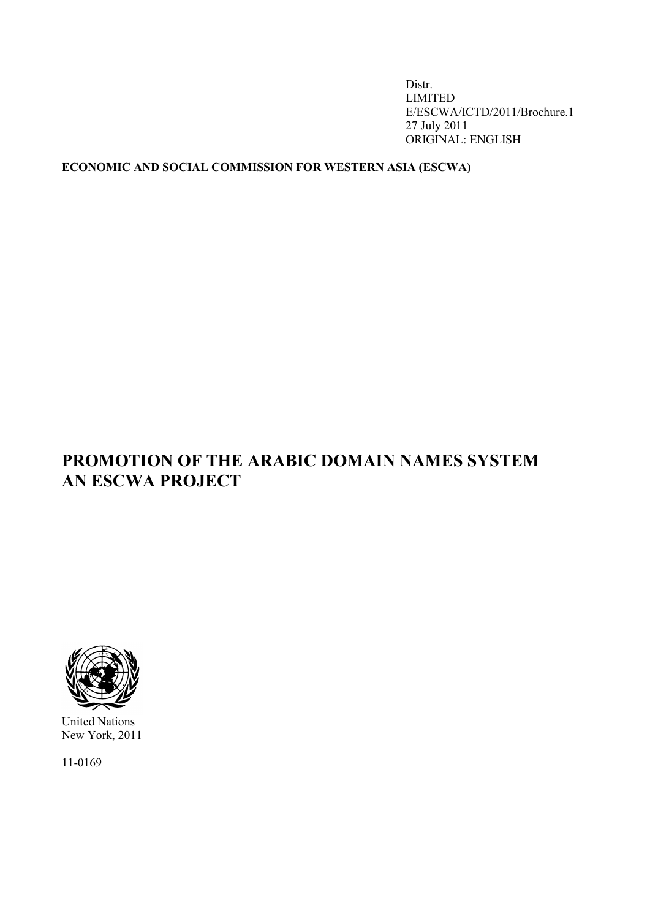Distr.
LIMITED
E/ESCWA/ICTD/2011/Brochure.1
27 July 2011
ORIGINAL: ENGLISH

**ECONOMIC AND SOCIAL COMMISSION FOR WESTERN ASIA (ESCWA)**

# PROMOTION OF THE ARABIC DOMAIN NAMES SYSTEM AN ESCWA PROJECT

United Nations
New York, 2011

11-0169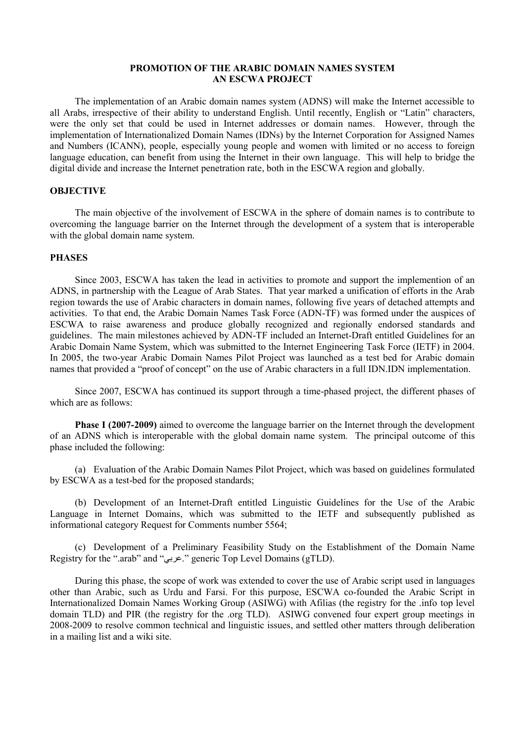**PROMOTION OF THE ARABIC DOMAIN NAMES SYSTEM**
**AN ESCWA PROJECT**

The implementation of an Arabic domain names system (ADNS) will make the Internet accessible to all Arabs, irrespective of their ability to understand English. Until recently, English or "Latin" characters, were the only set that could be used in Internet addresses or domain names. However, through the implementation of Internationalized Domain Names (IDNs) by the Internet Corporation for Assigned Names and Numbers (ICANN), people, especially young people and women with limited or no access to foreign language education, can benefit from using the Internet in their own language. This will help to bridge the digital divide and increase the Internet penetration rate, both in the ESCWA region and globally.

## OBJECTIVE

The main objective of the involvement of ESCWA in the sphere of domain names is to contribute to overcoming the language barrier on the Internet through the development of a system that is interoperable with the global domain name system.

## PHASES

Since 2003, ESCWA has taken the lead in activities to promote and support the implemention of an ADNS, in partnership with the League of Arab States. That year marked a unification of efforts in the Arab region towards the use of Arabic characters in domain names, following five years of detached attempts and activities. To that end, the Arabic Domain Names Task Force (ADN-TF) was formed under the auspices of ESCWA to raise awareness and produce globally recognized and regionally endorsed standards and guidelines. The main milestones achieved by ADN-TF included an Internet-Draft entitled Guidelines for an Arabic Domain Name System, which was submitted to the Internet Engineering Task Force (IETF) in 2004. In 2005, the two-year Arabic Domain Names Pilot Project was launched as a test bed for Arabic domain names that provided a "proof of concept" on the use of Arabic characters in a full IDN.IDN implementation.

Since 2007, ESCWA has continued its support through a time-phased project, the different phases of which are as follows:

**Phase I (2007-2009)** aimed to overcome the language barrier on the Internet through the development of an ADNS which is interoperable with the global domain name system. The principal outcome of this phase included the following:

(a) Evaluation of the Arabic Domain Names Pilot Project, which was based on guidelines formulated by ESCWA as a test-bed for the proposed standards;

(b) Development of an Internet-Draft entitled Linguistic Guidelines for the Use of the Arabic Language in Internet Domains, which was submitted to the IETF and subsequently published as informational category Request for Comments number 5564;

(c) Development of a Preliminary Feasibility Study on the Establishment of the Domain Name Registry for the ".arab" and "عربي." generic Top Level Domains (gTLD).

During this phase, the scope of work was extended to cover the use of Arabic script used in languages other than Arabic, such as Urdu and Farsi. For this purpose, ESCWA co-founded the Arabic Script in Internationalized Domain Names Working Group (ASIWG) with Afilias (the registry for the .info top level domain TLD) and PIR (the registry for the .org TLD). ASIWG convened four expert group meetings in 2008-2009 to resolve common technical and linguistic issues, and settled other matters through deliberation in a mailing list and a wiki site.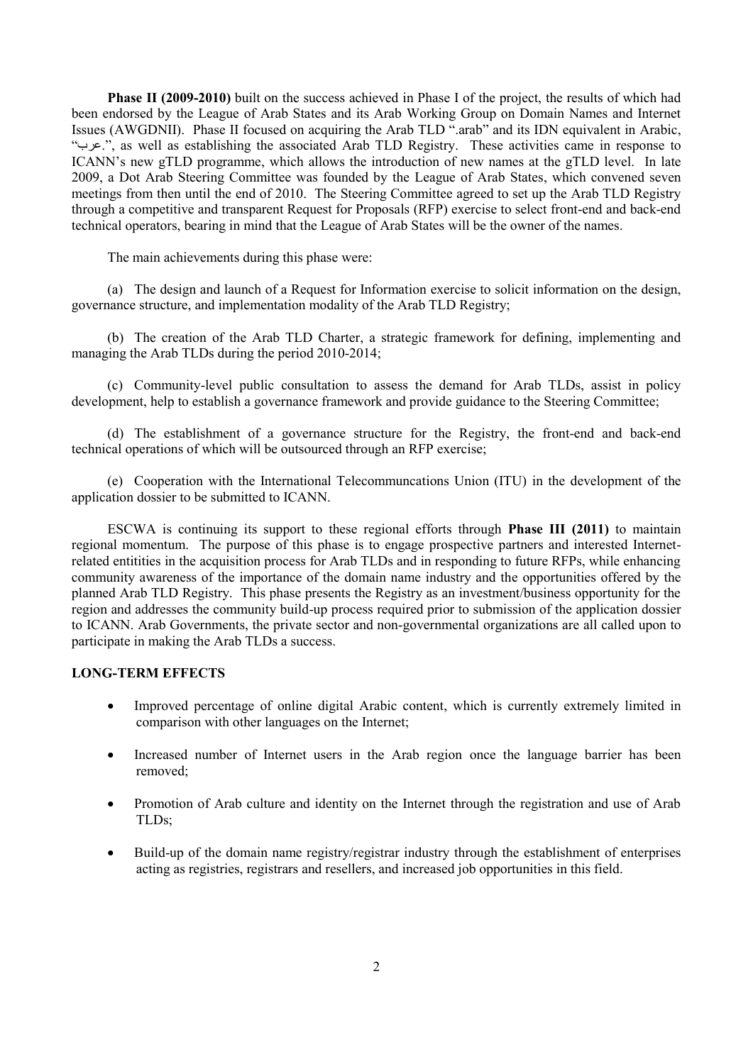**Phase II (2009-2010)** built on the success achieved in Phase I of the project, the results of which had been endorsed by the League of Arab States and its Arab Working Group on Domain Names and Internet Issues (AWGDNII). Phase II focused on acquiring the Arab TLD ".arab" and its IDN equivalent in Arabic, ".عرب", as well as establishing the associated Arab TLD Registry. These activities came in response to ICANN's new gTLD programme, which allows the introduction of new names at the gTLD level. In late 2009, a Dot Arab Steering Committee was founded by the League of Arab States, which convened seven meetings from then until the end of 2010. The Steering Committee agreed to set up the Arab TLD Registry through a competitive and transparent Request for Proposals (RFP) exercise to select front-end and back-end technical operators, bearing in mind that the League of Arab States will be the owner of the names.

The main achievements during this phase were:

(a) The design and launch of a Request for Information exercise to solicit information on the design, governance structure, and implementation modality of the Arab TLD Registry;

(b) The creation of the Arab TLD Charter, a strategic framework for defining, implementing and managing the Arab TLDs during the period 2010-2014;

(c) Community-level public consultation to assess the demand for Arab TLDs, assist in policy development, help to establish a governance framework and provide guidance to the Steering Committee;

(d) The establishment of a governance structure for the Registry, the front-end and back-end technical operations of which will be outsourced through an RFP exercise;

(e) Cooperation with the International Telecommuncations Union (ITU) in the development of the application dossier to be submitted to ICANN.

ESCWA is continuing its support to these regional efforts through **Phase III (2011)** to maintain regional momentum. The purpose of this phase is to engage prospective partners and interested Internet-related entitities in the acquisition process for Arab TLDs and in responding to future RFPs, while enhancing community awareness of the importance of the domain name industry and the opportunities offered by the planned Arab TLD Registry. This phase presents the Registry as an investment/business opportunity for the region and addresses the community build-up process required prior to submission of the application dossier to ICANN. Arab Governments, the private sector and non-governmental organizations are all called upon to participate in making the Arab TLDs a success.

**LONG-TERM EFFECTS**

- Improved percentage of online digital Arabic content, which is currently extremely limited in comparison with other languages on the Internet;
- Increased number of Internet users in the Arab region once the language barrier has been removed;
- Promotion of Arab culture and identity on the Internet through the registration and use of Arab TLDs;
- Build-up of the domain name registry/registrar industry through the establishment of enterprises acting as registries, registrars and resellers, and increased job opportunities in this field.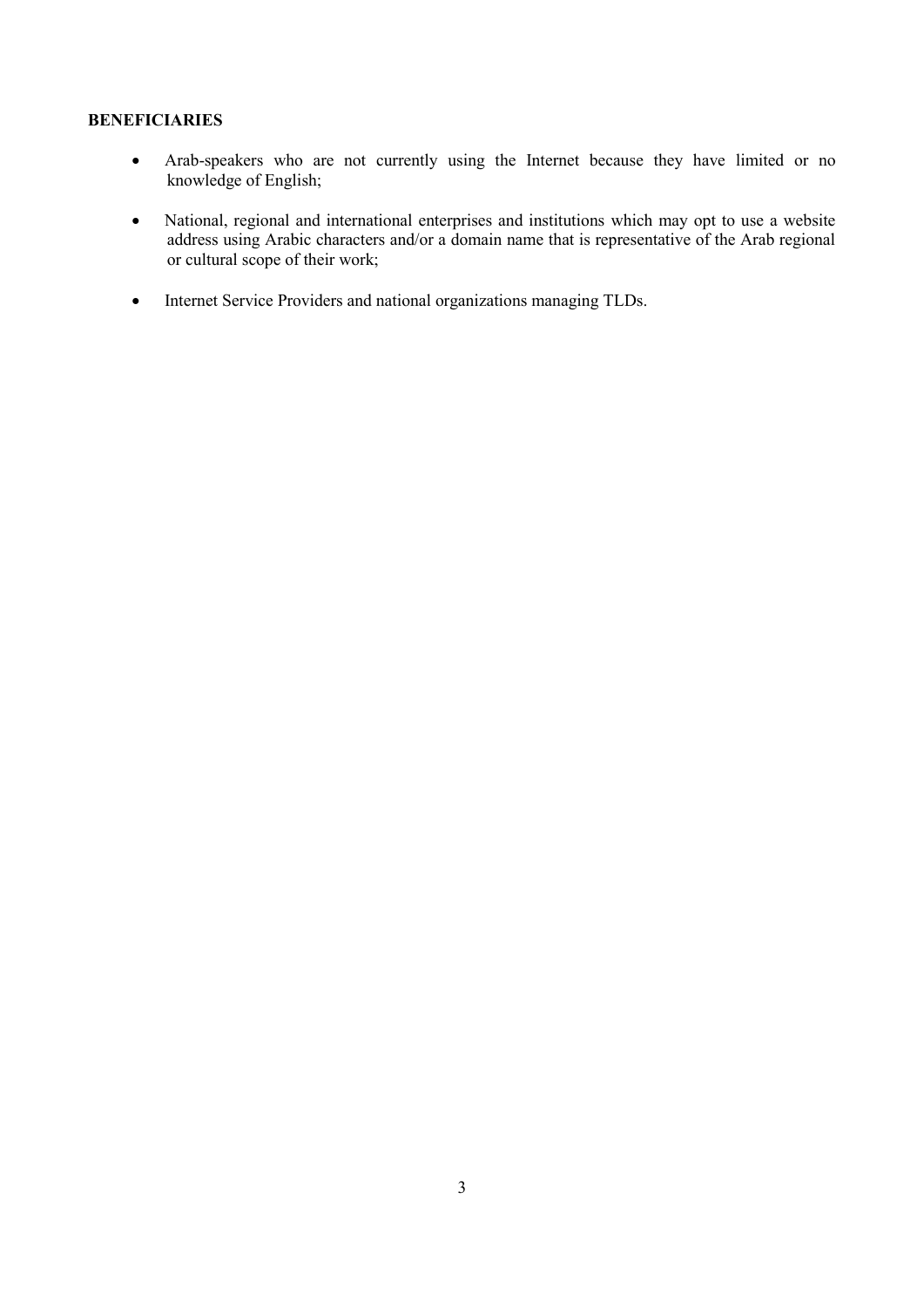**BENEFICIARIES**

- Arab-speakers who are not currently using the Internet because they have limited or no knowledge of English;
- National, regional and international enterprises and institutions which may opt to use a website address using Arabic characters and/or a domain name that is representative of the Arab regional or cultural scope of their work;
- Internet Service Providers and national organizations managing TLDs.